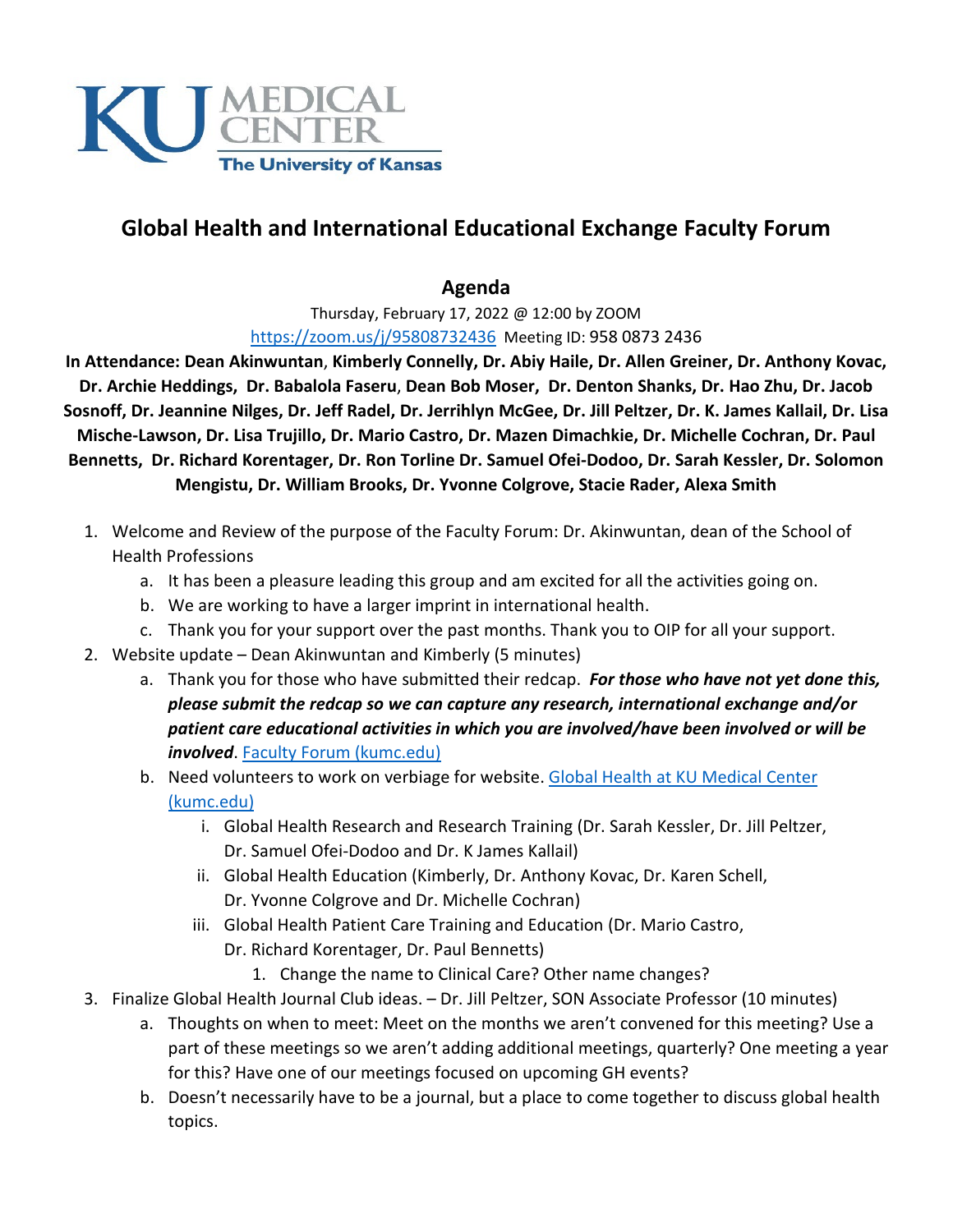# Global Health and International Educational Exchange Faculty Forum

## Agenda

Thursday, February 17, 2022 @ 12:00 by ZOOM

[https://zoom.us/j/95808732436](https://zoom.us/j/95808732436) Meeting ID: 958 0873 2436

**In Attendance: Dean Akinwuntan, Kimberly Connelly, Dr. Abiy Haile, Dr. Allen Greiner, Dr. Anthony Kovac, Dr. Archie Heddings, Dr. Babalola Faseru, Dean Bob Moser, Dr. Denton Shanks, Dr. Hao Zhu, Dr. Jacob Sosnoff, Dr. Jeannine Nilges, Dr. Jeff Radel, Dr. Jerrihlyn McGee, Dr. Jill Peltzer, Dr. K. James Kallail, Dr. Lisa Mische-Lawson, Dr. Lisa Trujillo, Dr. Mario Castro, Dr. Mazen Dimachkie, Dr. Michelle Cochran, Dr. Paul Bennetts, Dr. Richard Korentager, Dr. Ron Torline Dr. Samuel Ofei-Dodoo, Dr. Sarah Kessler, Dr. Solomon Mengistu, Dr. William Brooks, Dr. Yvonne Colgrove, Stacie Rader, Alexa Smith**

1. Welcome and Review of the purpose of the Faculty Forum: Dr. Akinwuntan, dean of the School of Health Professions
   a. It has been a pleasure leading this group and am excited for all the activities going on.
   b. We are working to have a larger imprint in international health.
   c. Thank you for your support over the past months. Thank you to OIP for all your support.
2. Website update – Dean Akinwuntan and Kimberly (5 minutes)
   a. Thank you for those who have submitted their redcap. ***For those who have not yet done this, please submit the redcap so we can capture any research, international exchange and/or patient care educational activities in which you are involved/have been involved or will be involved***. [Faculty Forum (kumc.edu)](Faculty Forum (kumc.edu))
   b. Need volunteers to work on verbiage for website. [Global Health at KU Medical Center (kumc.edu)](Global Health at KU Medical Center (kumc.edu))
      i. Global Health Research and Research Training (Dr. Sarah Kessler, Dr. Jill Peltzer, Dr. Samuel Ofei-Dodoo and Dr. K James Kallail)
      ii. Global Health Education (Kimberly, Dr. Anthony Kovac, Dr. Karen Schell, Dr. Yvonne Colgrove and Dr. Michelle Cochran)
      iii. Global Health Patient Care Training and Education (Dr. Mario Castro, Dr. Richard Korentager, Dr. Paul Bennetts)
         1. Change the name to Clinical Care? Other name changes?
3. Finalize Global Health Journal Club ideas. – Dr. Jill Peltzer, SON Associate Professor (10 minutes)
   a. Thoughts on when to meet: Meet on the months we aren't convened for this meeting? Use a part of these meetings so we aren't adding additional meetings, quarterly? One meeting a year for this? Have one of our meetings focused on upcoming GH events?
   b. Doesn't necessarily have to be a journal, but a place to come together to discuss global health topics.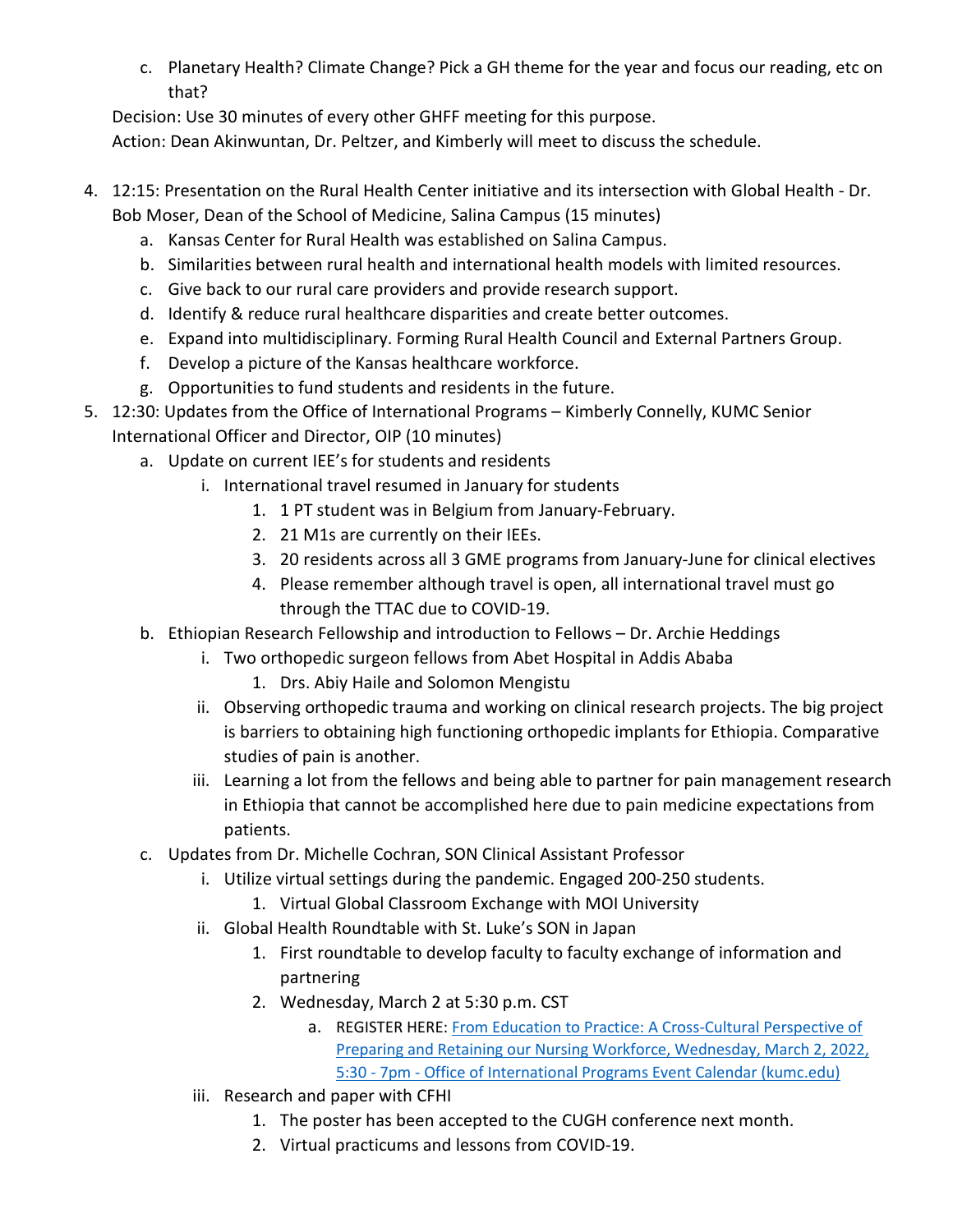c. Planetary Health? Climate Change? Pick a GH theme for the year and focus our reading, etc on that?

   Decision: Use 30 minutes of every other GHFF meeting for this purpose.

   Action: Dean Akinwuntan, Dr. Peltzer, and Kimberly will meet to discuss the schedule.

4. 12:15: Presentation on the Rural Health Center initiative and its intersection with Global Health - Dr. Bob Moser, Dean of the School of Medicine, Salina Campus (15 minutes)
   a. Kansas Center for Rural Health was established on Salina Campus.
   b. Similarities between rural health and international health models with limited resources.
   c. Give back to our rural care providers and provide research support.
   d. Identify & reduce rural healthcare disparities and create better outcomes.
   e. Expand into multidisciplinary. Forming Rural Health Council and External Partners Group.
   f. Develop a picture of the Kansas healthcare workforce.
   g. Opportunities to fund students and residents in the future.
5. 12:30: Updates from the Office of International Programs – Kimberly Connelly, KUMC Senior International Officer and Director, OIP (10 minutes)
   a. Update on current IEE's for students and residents
      i. International travel resumed in January for students
         1. 1 PT student was in Belgium from January-February.
         2. 21 M1s are currently on their IEEs.
         3. 20 residents across all 3 GME programs from January-June for clinical electives
         4. Please remember although travel is open, all international travel must go through the TTAC due to COVID-19.
   b. Ethiopian Research Fellowship and introduction to Fellows – Dr. Archie Heddings
      i. Two orthopedic surgeon fellows from Abet Hospital in Addis Ababa
         1. Drs. Abiy Haile and Solomon Mengistu
      ii. Observing orthopedic trauma and working on clinical research projects. The big project is barriers to obtaining high functioning orthopedic implants for Ethiopia. Comparative studies of pain is another.
      iii. Learning a lot from the fellows and being able to partner for pain management research in Ethiopia that cannot be accomplished here due to pain medicine expectations from patients.
   c. Updates from Dr. Michelle Cochran, SON Clinical Assistant Professor
      i. Utilize virtual settings during the pandemic. Engaged 200-250 students.
         1. Virtual Global Classroom Exchange with MOI University
      ii. Global Health Roundtable with St. Luke's SON in Japan
         1. First roundtable to develop faculty to faculty exchange of information and partnering
         2. Wednesday, March 2 at 5:30 p.m. CST
            a. REGISTER HERE: [From Education to Practice: A Cross-Cultural Perspective of Preparing and Retaining our Nursing Workforce, Wednesday, March 2, 2022, 5:30 - 7pm - Office of International Programs Event Calendar (kumc.edu)]
      iii. Research and paper with CFHI
         1. The poster has been accepted to the CUGH conference next month.
         2. Virtual practicums and lessons from COVID-19.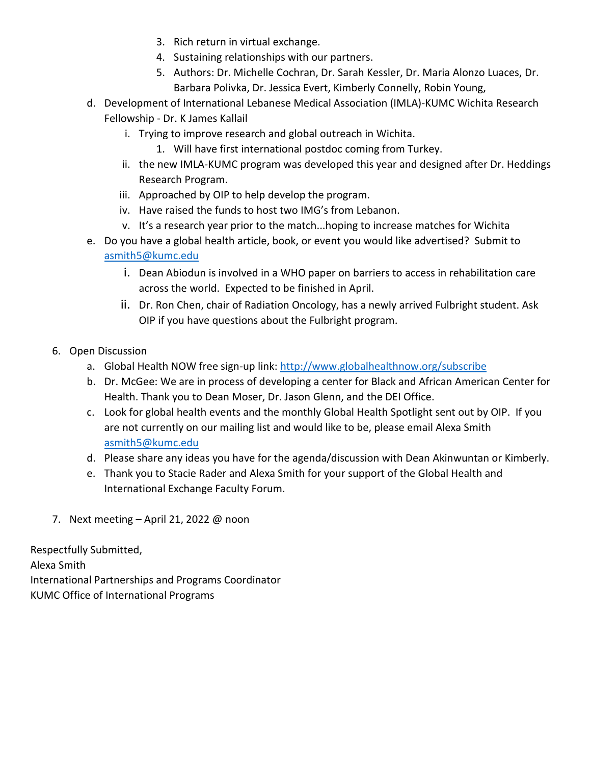3. Rich return in virtual exchange.
4. Sustaining relationships with our partners.
5. Authors: Dr. Michelle Cochran, Dr. Sarah Kessler, Dr. Maria Alonzo Luaces, Dr. Barbara Polivka, Dr. Jessica Evert, Kimberly Connelly, Robin Young,

d. Development of International Lebanese Medical Association (IMLA)-KUMC Wichita Research Fellowship - Dr. K James Kallail
   - i. Trying to improve research and global outreach in Wichita.
     1. Will have first international postdoc coming from Turkey.
   - ii. the new IMLA-KUMC program was developed this year and designed after Dr. Heddings Research Program.
   - iii. Approached by OIP to help develop the program.
   - iv. Have raised the funds to host two IMG's from Lebanon.
   - v. It's a research year prior to the match...hoping to increase matches for Wichita

e. Do you have a global health article, book, or event you would like advertised? Submit to [asmith5@kumc.edu](mailto:asmith5@kumc.edu)
   - i. Dean Abiodun is involved in a WHO paper on barriers to access in rehabilitation care across the world. Expected to be finished in April.
   - ii. Dr. Ron Chen, chair of Radiation Oncology, has a newly arrived Fulbright student. Ask OIP if you have questions about the Fulbright program.

6. Open Discussion
   - a. Global Health NOW free sign-up link: [http://www.globalhealthnow.org/subscribe](http://www.globalhealthnow.org/subscribe)
   - b. Dr. McGee: We are in process of developing a center for Black and African American Center for Health. Thank you to Dean Moser, Dr. Jason Glenn, and the DEI Office.
   - c. Look for global health events and the monthly Global Health Spotlight sent out by OIP. If you are not currently on our mailing list and would like to be, please email Alexa Smith [asmith5@kumc.edu](mailto:asmith5@kumc.edu)
   - d. Please share any ideas you have for the agenda/discussion with Dean Akinwuntan or Kimberly.
   - e. Thank you to Stacie Rader and Alexa Smith for your support of the Global Health and International Exchange Faculty Forum.

7. Next meeting – April 21, 2022 @ noon

Respectfully Submitted,
Alexa Smith
International Partnerships and Programs Coordinator
KUMC Office of International Programs